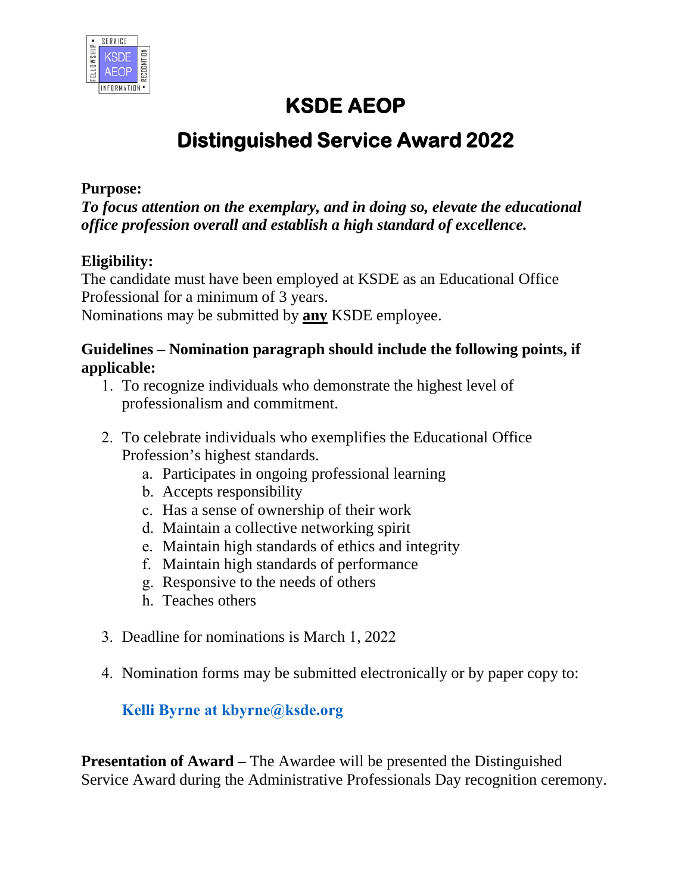# KSDE AEOP

## Distinguished Service Award 2022

**Purpose:**
***To focus attention on the exemplary, and in doing so, elevate the educational office profession overall and establish a high standard of excellence.***

**Eligibility:**
The candidate must have been employed at KSDE as an Educational Office Professional for a minimum of 3 years.
Nominations may be submitted by **any** KSDE employee.

**Guidelines – Nomination paragraph should include the following points, if applicable:**

1. To recognize individuals who demonstrate the highest level of professionalism and commitment.

2. To celebrate individuals who exemplifies the Educational Office Profession's highest standards.
   a. Participates in ongoing professional learning
   b. Accepts responsibility
   c. Has a sense of ownership of their work
   d. Maintain a collective networking spirit
   e. Maintain high standards of ethics and integrity
   f. Maintain high standards of performance
   g. Responsive to the needs of others
   h. Teaches others

3. Deadline for nominations is March 1, 2022

4. Nomination forms may be submitted electronically or by paper copy to:

   **Kelli Byrne at kbyrne@ksde.org**

**Presentation of Award –** The Awardee will be presented the Distinguished Service Award during the Administrative Professionals Day recognition ceremony.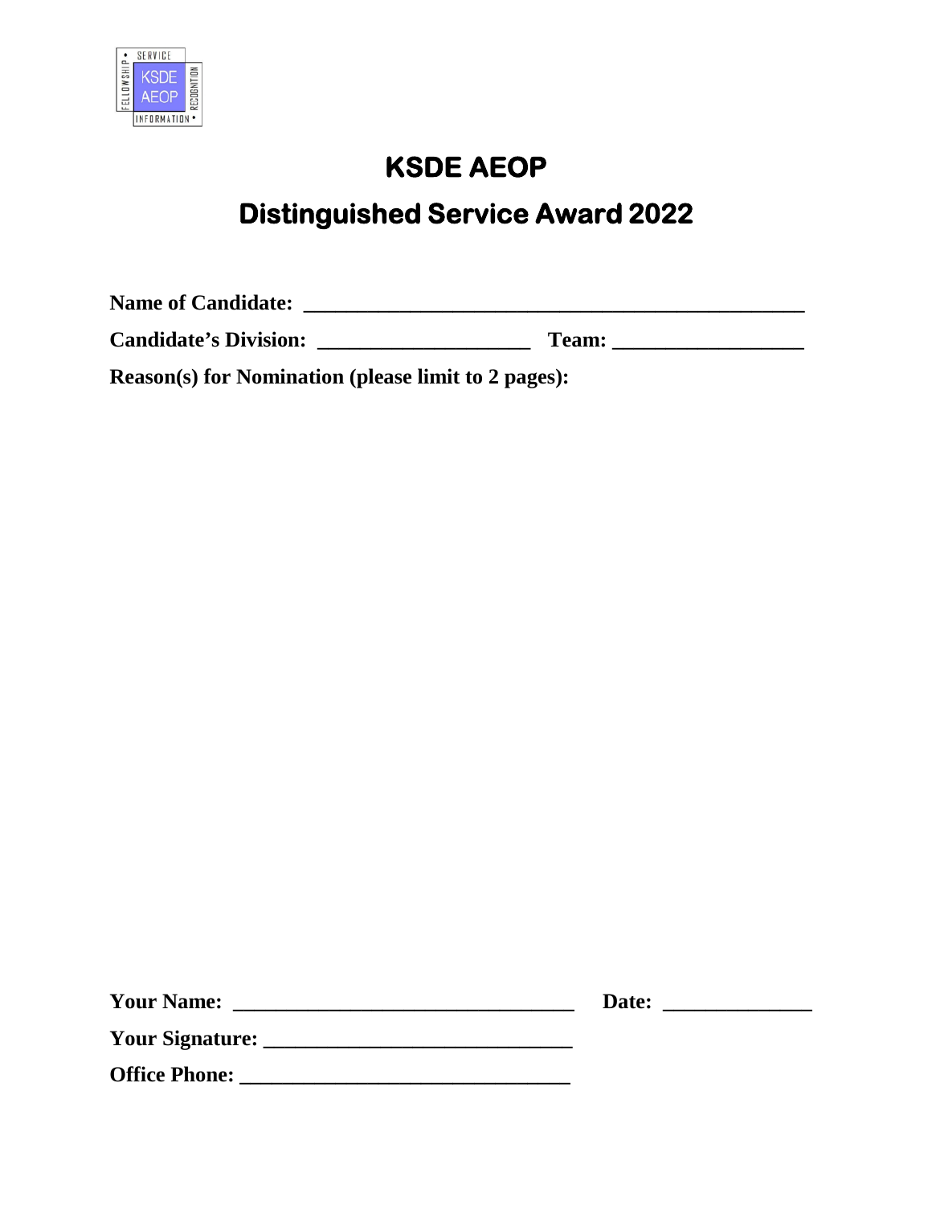# KSDE AEOP

## Distinguished Service Award 2022

**Name of Candidate:** ______________________________________________

**Candidate's Division:** ____________________ **Team:** __________________

**Reason(s) for Nomination (please limit to 2 pages):**

**Your Name:** ________________________________ **Date:** ______________

**Your Signature:** ______________________________

**Office Phone:** _______________________________